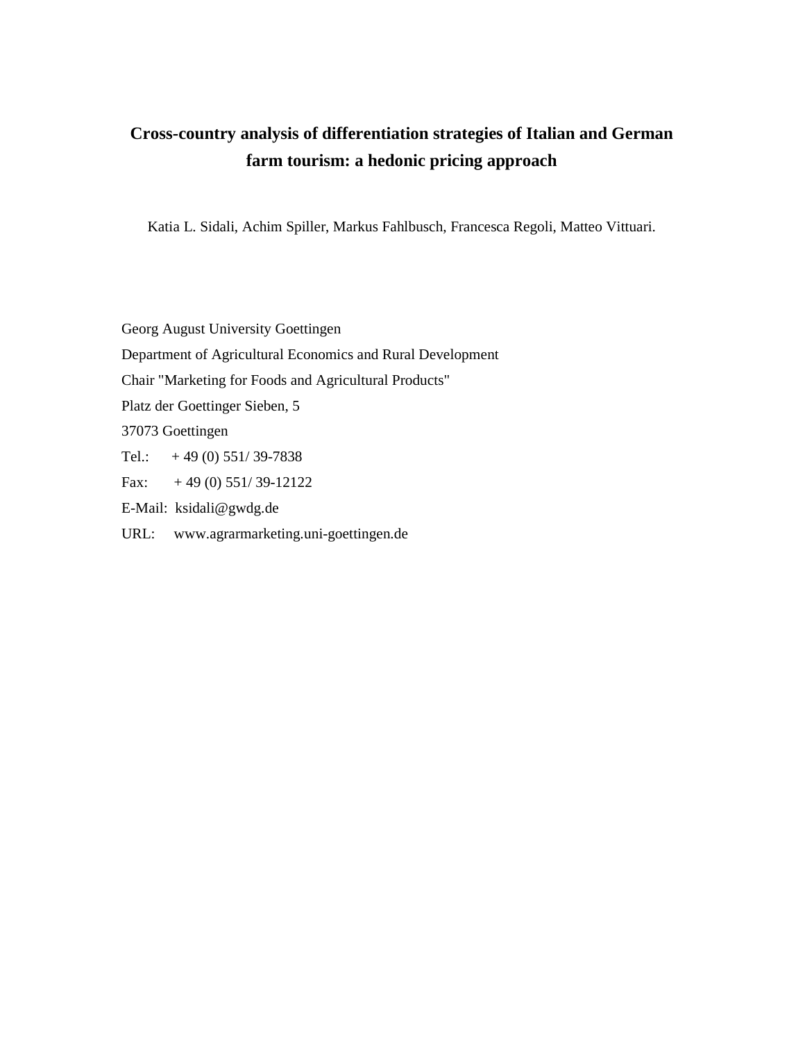# Cross-country analysis of differentiation strategies of Italian and German farm tourism: a hedonic pricing approach

Katia L. Sidali, Achim Spiller, Markus Fahlbusch, Francesca Regoli, Matteo Vittuari.

Georg August University Goettingen

Department of Agricultural Economics and Rural Development

Chair "Marketing for Foods and Agricultural Products"

Platz der Goettinger Sieben, 5

37073 Goettingen

Tel.: + 49 (0) 551/ 39-7838

Fax: + 49 (0) 551/ 39-12122

E-Mail: ksidali@gwdg.de

URL: www.agrarmarketing.uni-goettingen.de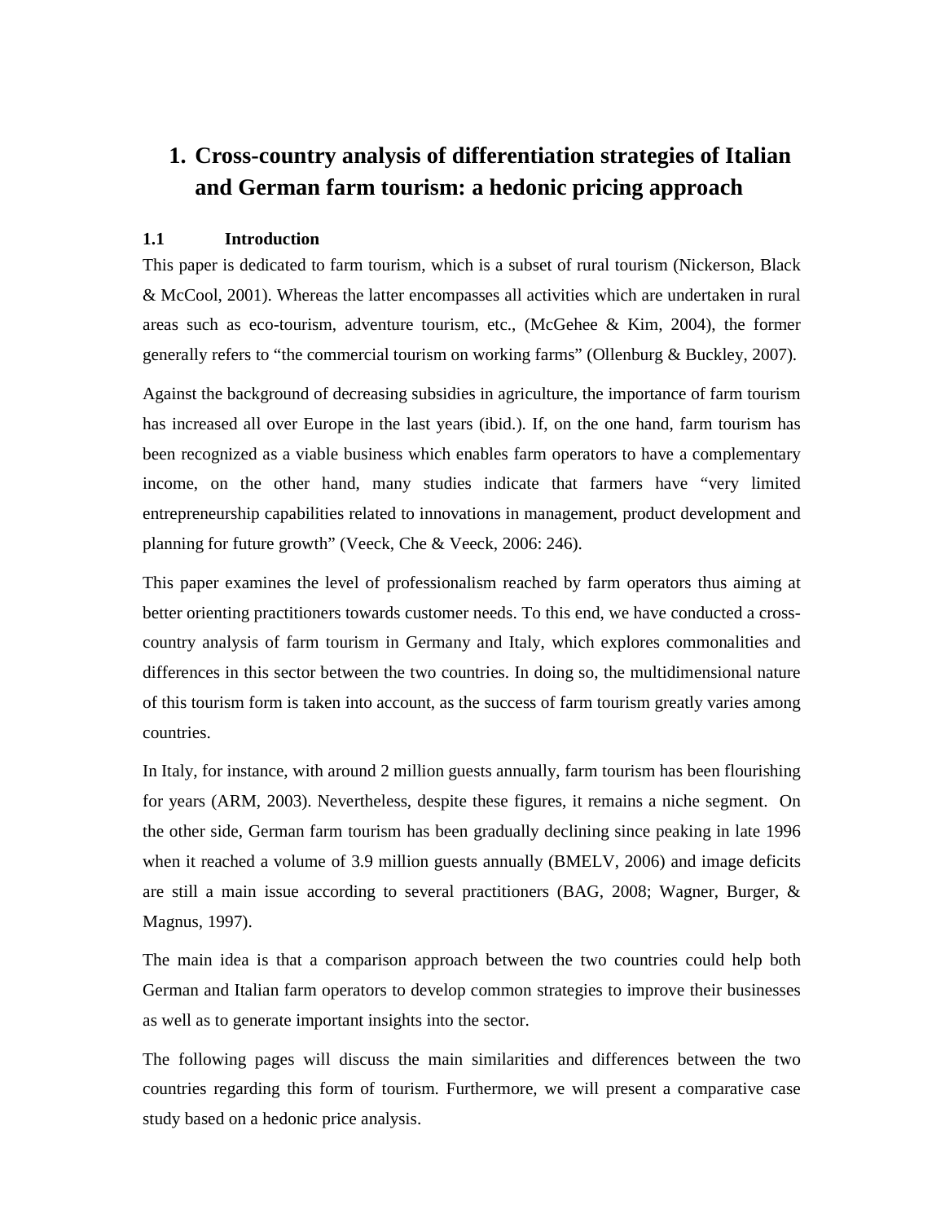# 1. Cross-country analysis of differentiation strategies of Italian and German farm tourism: a hedonic pricing approach

### 1.1 Introduction

This paper is dedicated to farm tourism, which is a subset of rural tourism (Nickerson, Black & McCool, 2001). Whereas the latter encompasses all activities which are undertaken in rural areas such as eco-tourism, adventure tourism, etc., (McGehee & Kim, 2004), the former generally refers to "the commercial tourism on working farms" (Ollenburg & Buckley, 2007).

Against the background of decreasing subsidies in agriculture, the importance of farm tourism has increased all over Europe in the last years (ibid.). If, on the one hand, farm tourism has been recognized as a viable business which enables farm operators to have a complementary income, on the other hand, many studies indicate that farmers have "very limited entrepreneurship capabilities related to innovations in management, product development and planning for future growth" (Veeck, Che & Veeck, 2006: 246).

This paper examines the level of professionalism reached by farm operators thus aiming at better orienting practitioners towards customer needs. To this end, we have conducted a cross-country analysis of farm tourism in Germany and Italy, which explores commonalities and differences in this sector between the two countries. In doing so, the multidimensional nature of this tourism form is taken into account, as the success of farm tourism greatly varies among countries.

In Italy, for instance, with around 2 million guests annually, farm tourism has been flourishing for years (ARM, 2003). Nevertheless, despite these figures, it remains a niche segment. On the other side, German farm tourism has been gradually declining since peaking in late 1996 when it reached a volume of 3.9 million guests annually (BMELV, 2006) and image deficits are still a main issue according to several practitioners (BAG, 2008; Wagner, Burger, & Magnus, 1997).

The main idea is that a comparison approach between the two countries could help both German and Italian farm operators to develop common strategies to improve their businesses as well as to generate important insights into the sector.

The following pages will discuss the main similarities and differences between the two countries regarding this form of tourism. Furthermore, we will present a comparative case study based on a hedonic price analysis.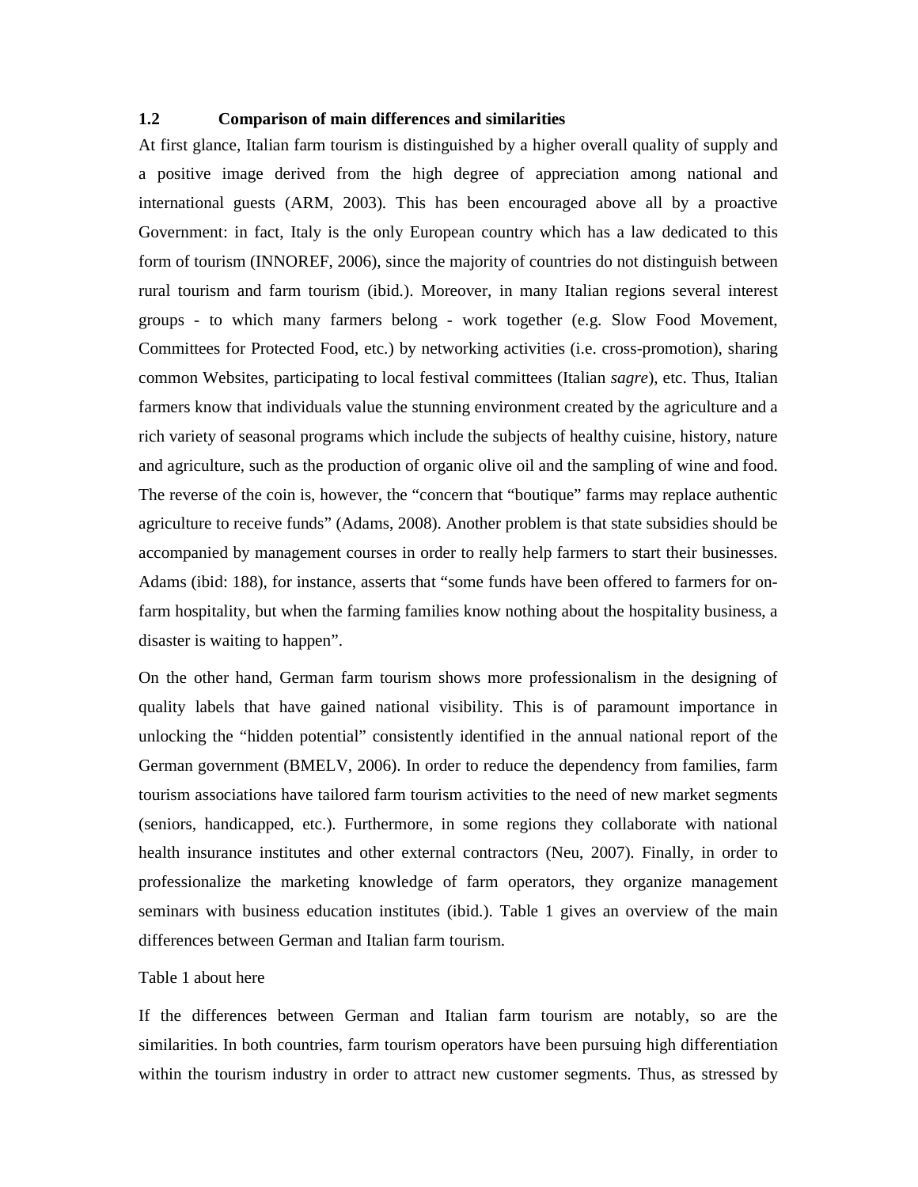### 1.2 Comparison of main differences and similarities

At first glance, Italian farm tourism is distinguished by a higher overall quality of supply and a positive image derived from the high degree of appreciation among national and international guests (ARM, 2003). This has been encouraged above all by a proactive Government: in fact, Italy is the only European country which has a law dedicated to this form of tourism (INNOREF, 2006), since the majority of countries do not distinguish between rural tourism and farm tourism (ibid.). Moreover, in many Italian regions several interest groups - to which many farmers belong - work together (e.g. Slow Food Movement, Committees for Protected Food, etc.) by networking activities (i.e. cross-promotion), sharing common Websites, participating to local festival committees (Italian *sagre*), etc. Thus, Italian farmers know that individuals value the stunning environment created by the agriculture and a rich variety of seasonal programs which include the subjects of healthy cuisine, history, nature and agriculture, such as the production of organic olive oil and the sampling of wine and food. The reverse of the coin is, however, the "concern that "boutique" farms may replace authentic agriculture to receive funds" (Adams, 2008). Another problem is that state subsidies should be accompanied by management courses in order to really help farmers to start their businesses. Adams (ibid: 188), for instance, asserts that "some funds have been offered to farmers for on-farm hospitality, but when the farming families know nothing about the hospitality business, a disaster is waiting to happen".

On the other hand, German farm tourism shows more professionalism in the designing of quality labels that have gained national visibility. This is of paramount importance in unlocking the "hidden potential" consistently identified in the annual national report of the German government (BMELV, 2006). In order to reduce the dependency from families, farm tourism associations have tailored farm tourism activities to the need of new market segments (seniors, handicapped, etc.). Furthermore, in some regions they collaborate with national health insurance institutes and other external contractors (Neu, 2007). Finally, in order to professionalize the marketing knowledge of farm operators, they organize management seminars with business education institutes (ibid.). Table 1 gives an overview of the main differences between German and Italian farm tourism.

Table 1 about here

If the differences between German and Italian farm tourism are notably, so are the similarities. In both countries, farm tourism operators have been pursuing high differentiation within the tourism industry in order to attract new customer segments. Thus, as stressed by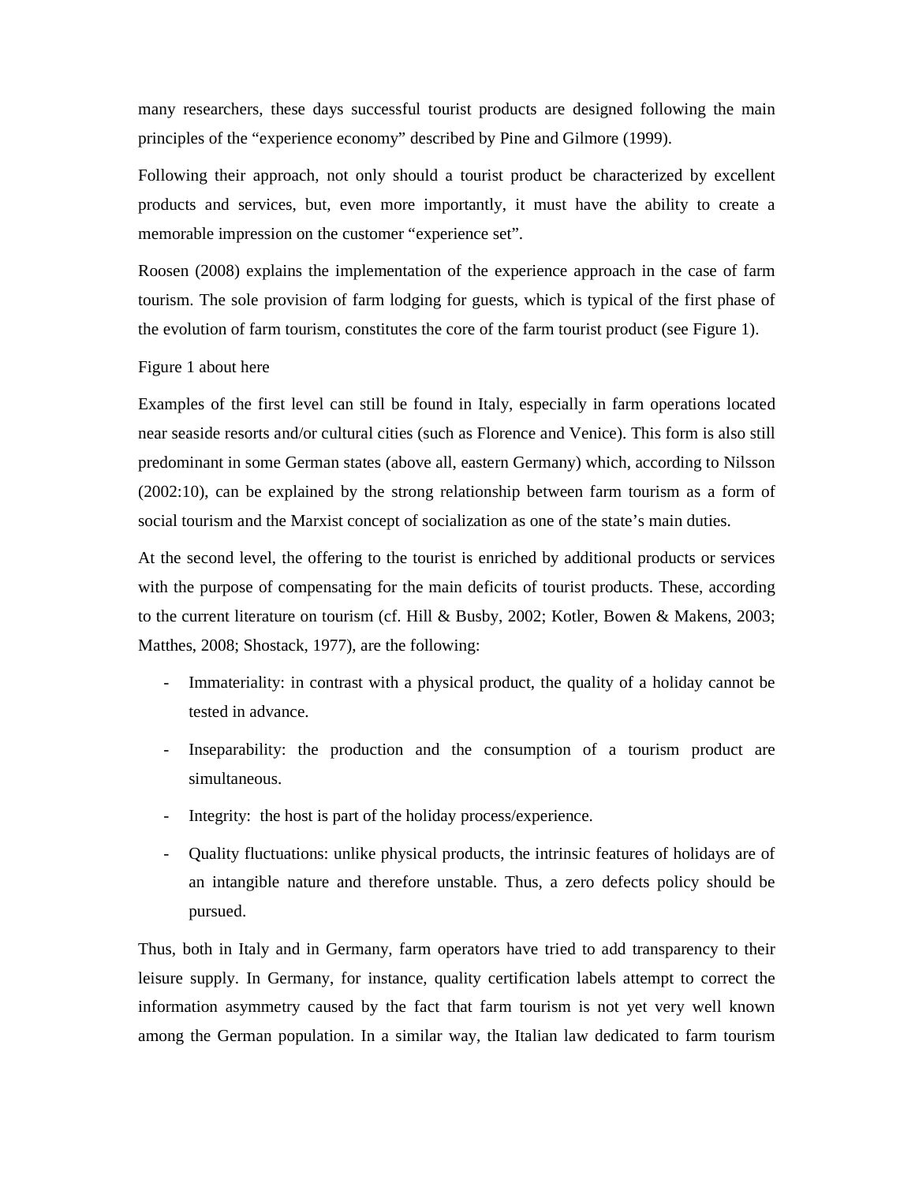many researchers, these days successful tourist products are designed following the main principles of the "experience economy" described by Pine and Gilmore (1999).

Following their approach, not only should a tourist product be characterized by excellent products and services, but, even more importantly, it must have the ability to create a memorable impression on the customer "experience set".

Roosen (2008) explains the implementation of the experience approach in the case of farm tourism. The sole provision of farm lodging for guests, which is typical of the first phase of the evolution of farm tourism, constitutes the core of the farm tourist product (see Figure 1).

Figure 1 about here

Examples of the first level can still be found in Italy, especially in farm operations located near seaside resorts and/or cultural cities (such as Florence and Venice). This form is also still predominant in some German states (above all, eastern Germany) which, according to Nilsson (2002:10), can be explained by the strong relationship between farm tourism as a form of social tourism and the Marxist concept of socialization as one of the state's main duties.

At the second level, the offering to the tourist is enriched by additional products or services with the purpose of compensating for the main deficits of tourist products. These, according to the current literature on tourism (cf. Hill & Busby, 2002; Kotler, Bowen & Makens, 2003; Matthes, 2008; Shostack, 1977), are the following:

- Immateriality: in contrast with a physical product, the quality of a holiday cannot be tested in advance.
- Inseparability: the production and the consumption of a tourism product are simultaneous.
- Integrity: the host is part of the holiday process/experience.
- Quality fluctuations: unlike physical products, the intrinsic features of holidays are of an intangible nature and therefore unstable. Thus, a zero defects policy should be pursued.

Thus, both in Italy and in Germany, farm operators have tried to add transparency to their leisure supply. In Germany, for instance, quality certification labels attempt to correct the information asymmetry caused by the fact that farm tourism is not yet very well known among the German population. In a similar way, the Italian law dedicated to farm tourism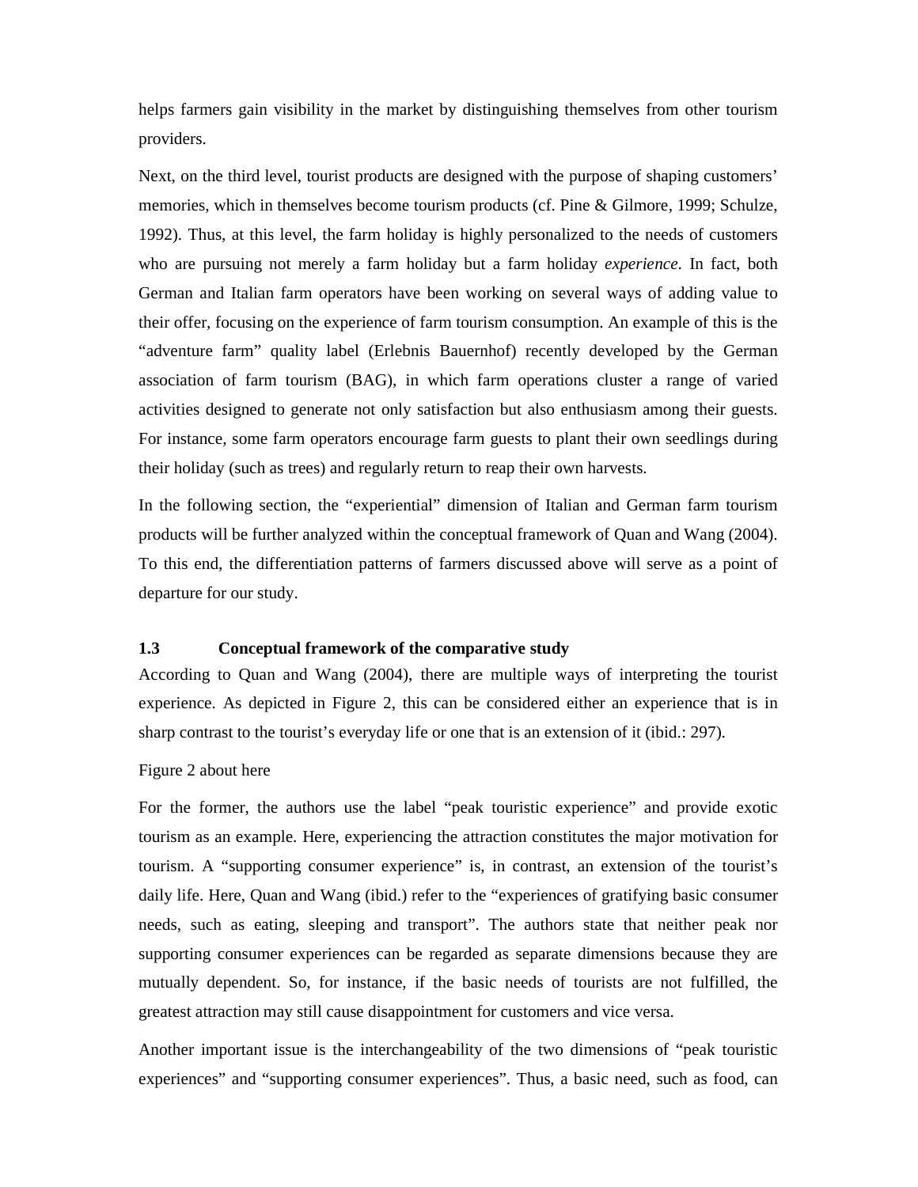helps farmers gain visibility in the market by distinguishing themselves from other tourism providers.

Next, on the third level, tourist products are designed with the purpose of shaping customers' memories, which in themselves become tourism products (cf. Pine & Gilmore, 1999; Schulze, 1992). Thus, at this level, the farm holiday is highly personalized to the needs of customers who are pursuing not merely a farm holiday but a farm holiday *experience*. In fact, both German and Italian farm operators have been working on several ways of adding value to their offer, focusing on the experience of farm tourism consumption. An example of this is the "adventure farm" quality label (Erlebnis Bauernhof) recently developed by the German association of farm tourism (BAG), in which farm operations cluster a range of varied activities designed to generate not only satisfaction but also enthusiasm among their guests. For instance, some farm operators encourage farm guests to plant their own seedlings during their holiday (such as trees) and regularly return to reap their own harvests.

In the following section, the "experiential" dimension of Italian and German farm tourism products will be further analyzed within the conceptual framework of Quan and Wang (2004). To this end, the differentiation patterns of farmers discussed above will serve as a point of departure for our study.

### 1.3 Conceptual framework of the comparative study

According to Quan and Wang (2004), there are multiple ways of interpreting the tourist experience. As depicted in Figure 2, this can be considered either an experience that is in sharp contrast to the tourist's everyday life or one that is an extension of it (ibid.: 297).

Figure 2 about here

For the former, the authors use the label "peak touristic experience" and provide exotic tourism as an example. Here, experiencing the attraction constitutes the major motivation for tourism. A "supporting consumer experience" is, in contrast, an extension of the tourist's daily life. Here, Quan and Wang (ibid.) refer to the "experiences of gratifying basic consumer needs, such as eating, sleeping and transport". The authors state that neither peak nor supporting consumer experiences can be regarded as separate dimensions because they are mutually dependent. So, for instance, if the basic needs of tourists are not fulfilled, the greatest attraction may still cause disappointment for customers and vice versa.

Another important issue is the interchangeability of the two dimensions of "peak touristic experiences" and "supporting consumer experiences". Thus, a basic need, such as food, can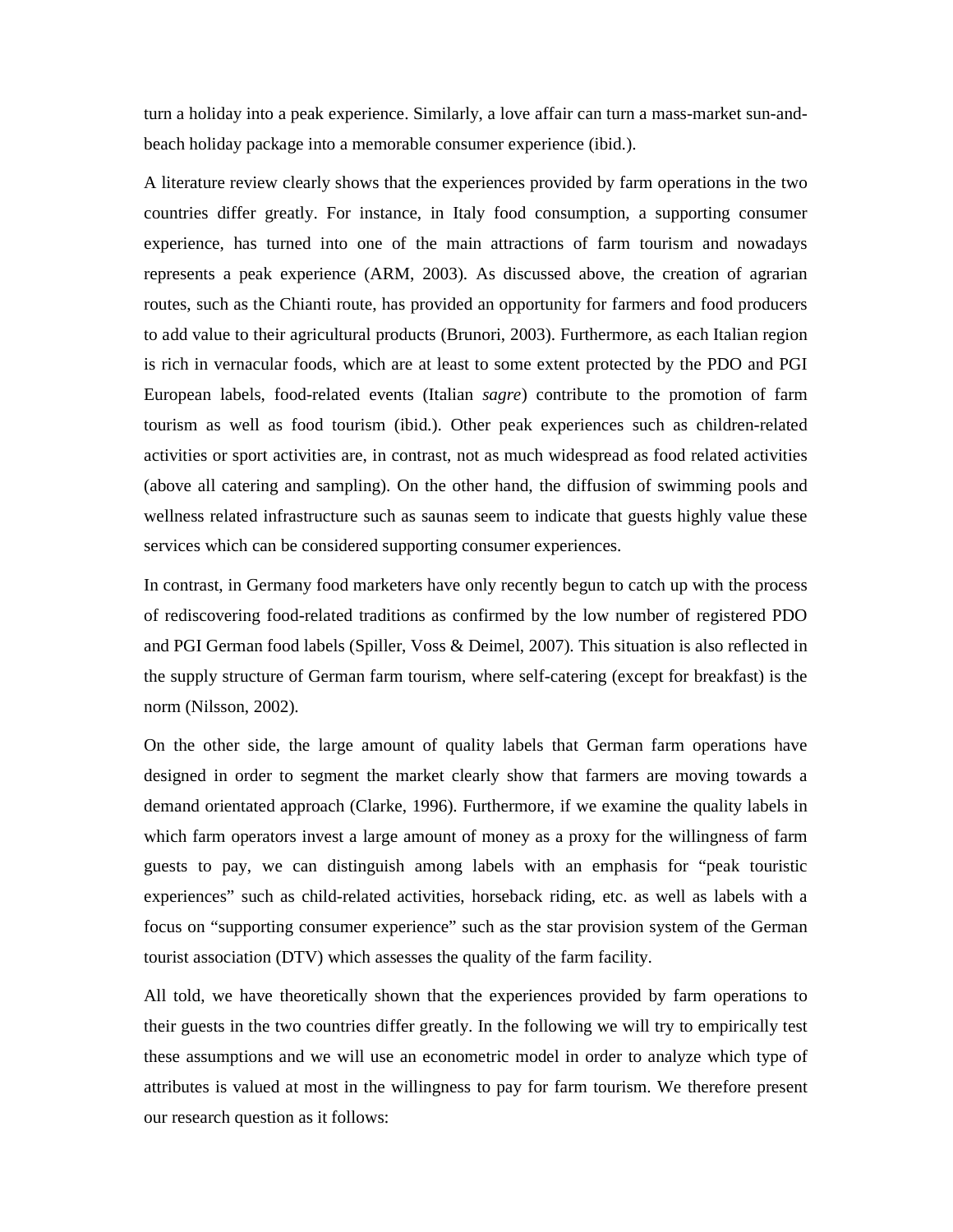turn a holiday into a peak experience. Similarly, a love affair can turn a mass-market sun-and-beach holiday package into a memorable consumer experience (ibid.).

A literature review clearly shows that the experiences provided by farm operations in the two countries differ greatly. For instance, in Italy food consumption, a supporting consumer experience, has turned into one of the main attractions of farm tourism and nowadays represents a peak experience (ARM, 2003). As discussed above, the creation of agrarian routes, such as the Chianti route, has provided an opportunity for farmers and food producers to add value to their agricultural products (Brunori, 2003). Furthermore, as each Italian region is rich in vernacular foods, which are at least to some extent protected by the PDO and PGI European labels, food-related events (Italian *sagre*) contribute to the promotion of farm tourism as well as food tourism (ibid.). Other peak experiences such as children-related activities or sport activities are, in contrast, not as much widespread as food related activities (above all catering and sampling). On the other hand, the diffusion of swimming pools and wellness related infrastructure such as saunas seem to indicate that guests highly value these services which can be considered supporting consumer experiences.

In contrast, in Germany food marketers have only recently begun to catch up with the process of rediscovering food-related traditions as confirmed by the low number of registered PDO and PGI German food labels (Spiller, Voss & Deimel, 2007). This situation is also reflected in the supply structure of German farm tourism, where self-catering (except for breakfast) is the norm (Nilsson, 2002).

On the other side, the large amount of quality labels that German farm operations have designed in order to segment the market clearly show that farmers are moving towards a demand orientated approach (Clarke, 1996). Furthermore, if we examine the quality labels in which farm operators invest a large amount of money as a proxy for the willingness of farm guests to pay, we can distinguish among labels with an emphasis for "peak touristic experiences" such as child-related activities, horseback riding, etc. as well as labels with a focus on "supporting consumer experience" such as the star provision system of the German tourist association (DTV) which assesses the quality of the farm facility.

All told, we have theoretically shown that the experiences provided by farm operations to their guests in the two countries differ greatly. In the following we will try to empirically test these assumptions and we will use an econometric model in order to analyze which type of attributes is valued at most in the willingness to pay for farm tourism. We therefore present our research question as it follows: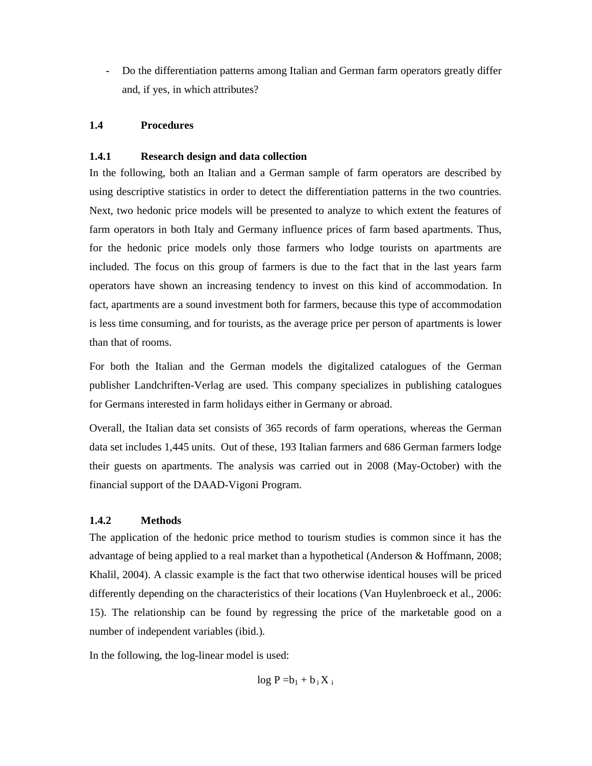- Do the differentiation patterns among Italian and German farm operators greatly differ and, if yes, in which attributes?

## 1.4 Procedures

### 1.4.1 Research design and data collection

In the following, both an Italian and a German sample of farm operators are described by using descriptive statistics in order to detect the differentiation patterns in the two countries. Next, two hedonic price models will be presented to analyze to which extent the features of farm operators in both Italy and Germany influence prices of farm based apartments. Thus, for the hedonic price models only those farmers who lodge tourists on apartments are included. The focus on this group of farmers is due to the fact that in the last years farm operators have shown an increasing tendency to invest on this kind of accommodation. In fact, apartments are a sound investment both for farmers, because this type of accommodation is less time consuming, and for tourists, as the average price per person of apartments is lower than that of rooms.

For both the Italian and the German models the digitalized catalogues of the German publisher Landchriften-Verlag are used. This company specializes in publishing catalogues for Germans interested in farm holidays either in Germany or abroad.

Overall, the Italian data set consists of 365 records of farm operations, whereas the German data set includes 1,445 units. Out of these, 193 Italian farmers and 686 German farmers lodge their guests on apartments. The analysis was carried out in 2008 (May-October) with the financial support of the DAAD-Vigoni Program.

### 1.4.2 Methods

The application of the hedonic price method to tourism studies is common since it has the advantage of being applied to a real market than a hypothetical (Anderson & Hoffmann, 2008; Khalil, 2004). A classic example is the fact that two otherwise identical houses will be priced differently depending on the characteristics of their locations (Van Huylenbroeck et al., 2006: 15). The relationship can be found by regressing the price of the marketable good on a number of independent variables (ibid.).

In the following, the log-linear model is used:

$$\log P = b_1 + b_i X_i$$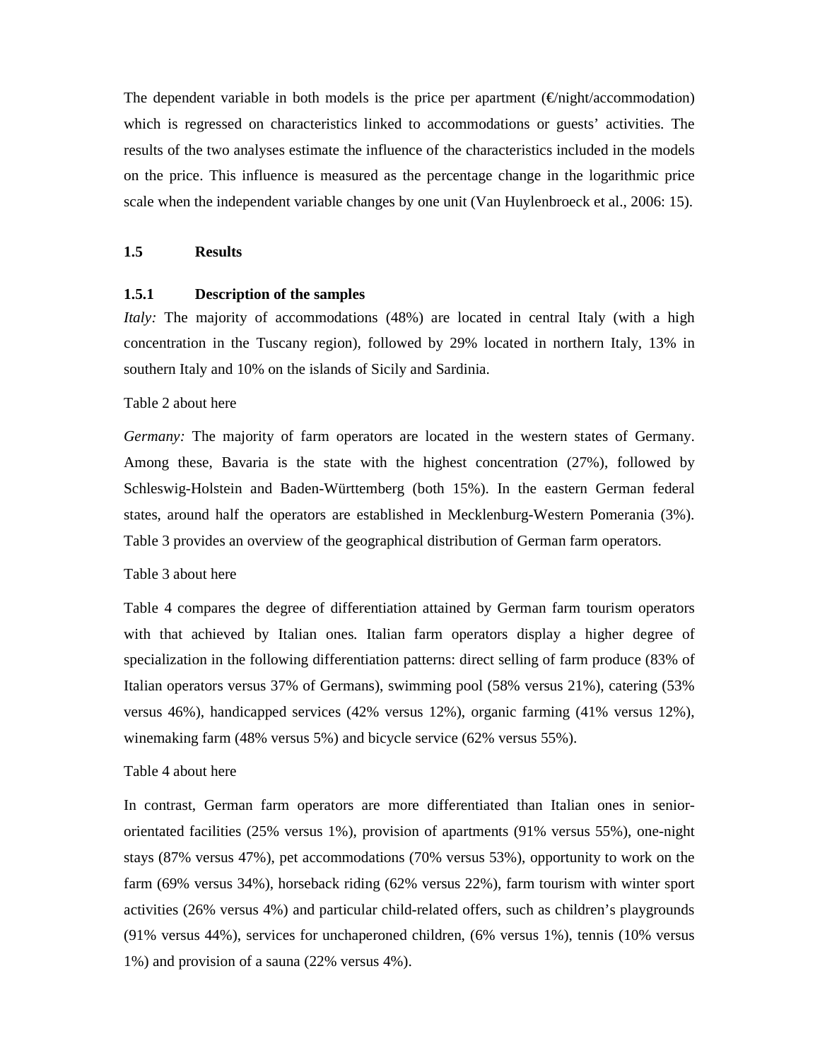The dependent variable in both models is the price per apartment (€/night/accommodation) which is regressed on characteristics linked to accommodations or guests' activities. The results of the two analyses estimate the influence of the characteristics included in the models on the price. This influence is measured as the percentage change in the logarithmic price scale when the independent variable changes by one unit (Van Huylenbroeck et al., 2006: 15).

## 1.5 Results

### 1.5.1 Description of the samples

*Italy:* The majority of accommodations (48%) are located in central Italy (with a high concentration in the Tuscany region), followed by 29% located in northern Italy, 13% in southern Italy and 10% on the islands of Sicily and Sardinia.

Table 2 about here

*Germany:* The majority of farm operators are located in the western states of Germany. Among these, Bavaria is the state with the highest concentration (27%), followed by Schleswig-Holstein and Baden-Württemberg (both 15%). In the eastern German federal states, around half the operators are established in Mecklenburg-Western Pomerania (3%). Table 3 provides an overview of the geographical distribution of German farm operators.

Table 3 about here

Table 4 compares the degree of differentiation attained by German farm tourism operators with that achieved by Italian ones. Italian farm operators display a higher degree of specialization in the following differentiation patterns: direct selling of farm produce (83% of Italian operators versus 37% of Germans), swimming pool (58% versus 21%), catering (53% versus 46%), handicapped services (42% versus 12%), organic farming (41% versus 12%), winemaking farm (48% versus 5%) and bicycle service (62% versus 55%).

Table 4 about here

In contrast, German farm operators are more differentiated than Italian ones in senior-orientated facilities (25% versus 1%), provision of apartments (91% versus 55%), one-night stays (87% versus 47%), pet accommodations (70% versus 53%), opportunity to work on the farm (69% versus 34%), horseback riding (62% versus 22%), farm tourism with winter sport activities (26% versus 4%) and particular child-related offers, such as children's playgrounds (91% versus 44%), services for unchaperoned children, (6% versus 1%), tennis (10% versus 1%) and provision of a sauna (22% versus 4%).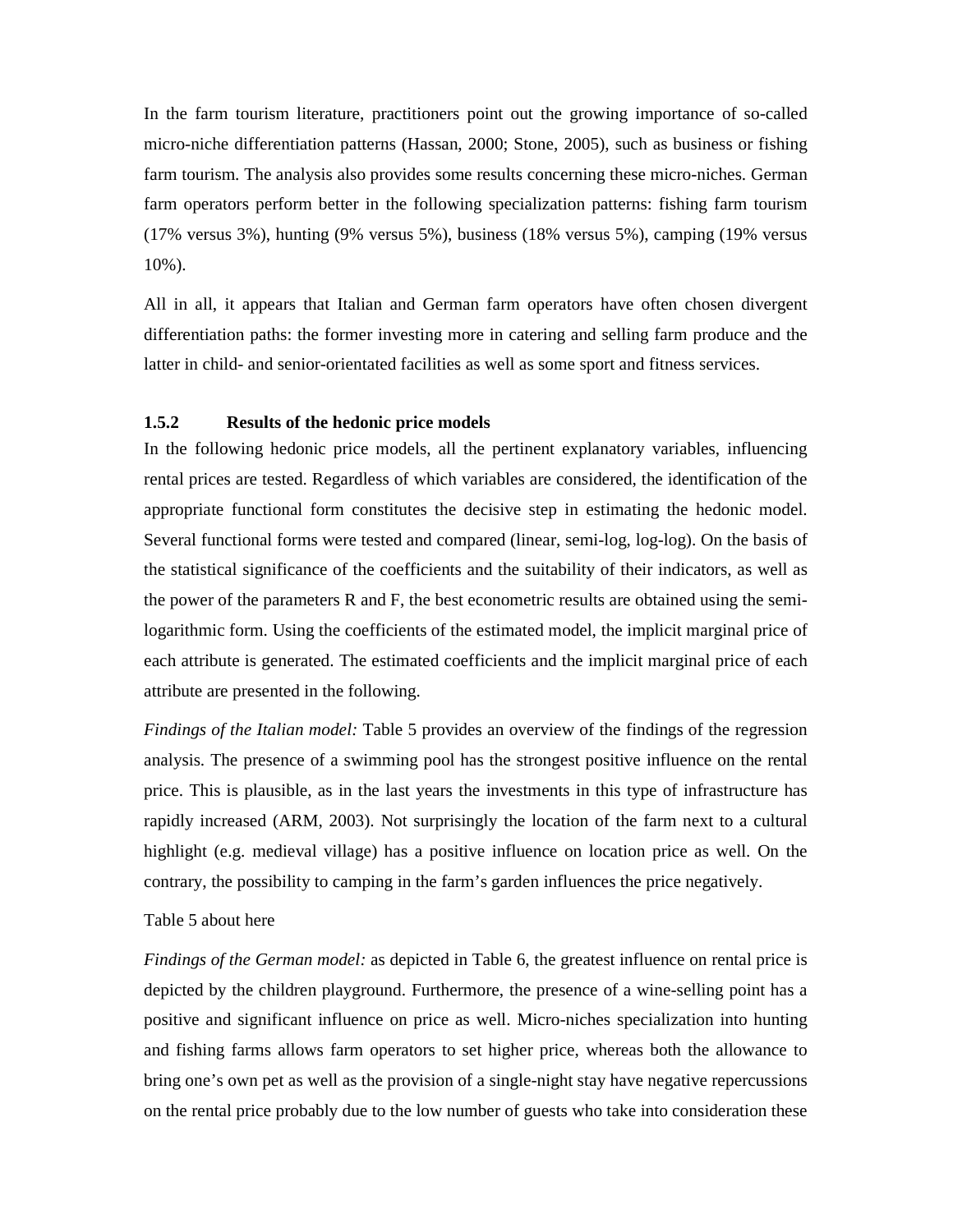In the farm tourism literature, practitioners point out the growing importance of so-called micro-niche differentiation patterns (Hassan, 2000; Stone, 2005), such as business or fishing farm tourism. The analysis also provides some results concerning these micro-niches. German farm operators perform better in the following specialization patterns: fishing farm tourism (17% versus 3%), hunting (9% versus 5%), business (18% versus 5%), camping (19% versus 10%).

All in all, it appears that Italian and German farm operators have often chosen divergent differentiation paths: the former investing more in catering and selling farm produce and the latter in child- and senior-orientated facilities as well as some sport and fitness services.

### 1.5.2 Results of the hedonic price models

In the following hedonic price models, all the pertinent explanatory variables, influencing rental prices are tested. Regardless of which variables are considered, the identification of the appropriate functional form constitutes the decisive step in estimating the hedonic model. Several functional forms were tested and compared (linear, semi-log, log-log). On the basis of the statistical significance of the coefficients and the suitability of their indicators, as well as the power of the parameters R and F, the best econometric results are obtained using the semi-logarithmic form. Using the coefficients of the estimated model, the implicit marginal price of each attribute is generated. The estimated coefficients and the implicit marginal price of each attribute are presented in the following.

*Findings of the Italian model:* Table 5 provides an overview of the findings of the regression analysis. The presence of a swimming pool has the strongest positive influence on the rental price. This is plausible, as in the last years the investments in this type of infrastructure has rapidly increased (ARM, 2003). Not surprisingly the location of the farm next to a cultural highlight (e.g. medieval village) has a positive influence on location price as well. On the contrary, the possibility to camping in the farm's garden influences the price negatively.

Table 5 about here

*Findings of the German model:* as depicted in Table 6, the greatest influence on rental price is depicted by the children playground. Furthermore, the presence of a wine-selling point has a positive and significant influence on price as well. Micro-niches specialization into hunting and fishing farms allows farm operators to set higher price, whereas both the allowance to bring one's own pet as well as the provision of a single-night stay have negative repercussions on the rental price probably due to the low number of guests who take into consideration these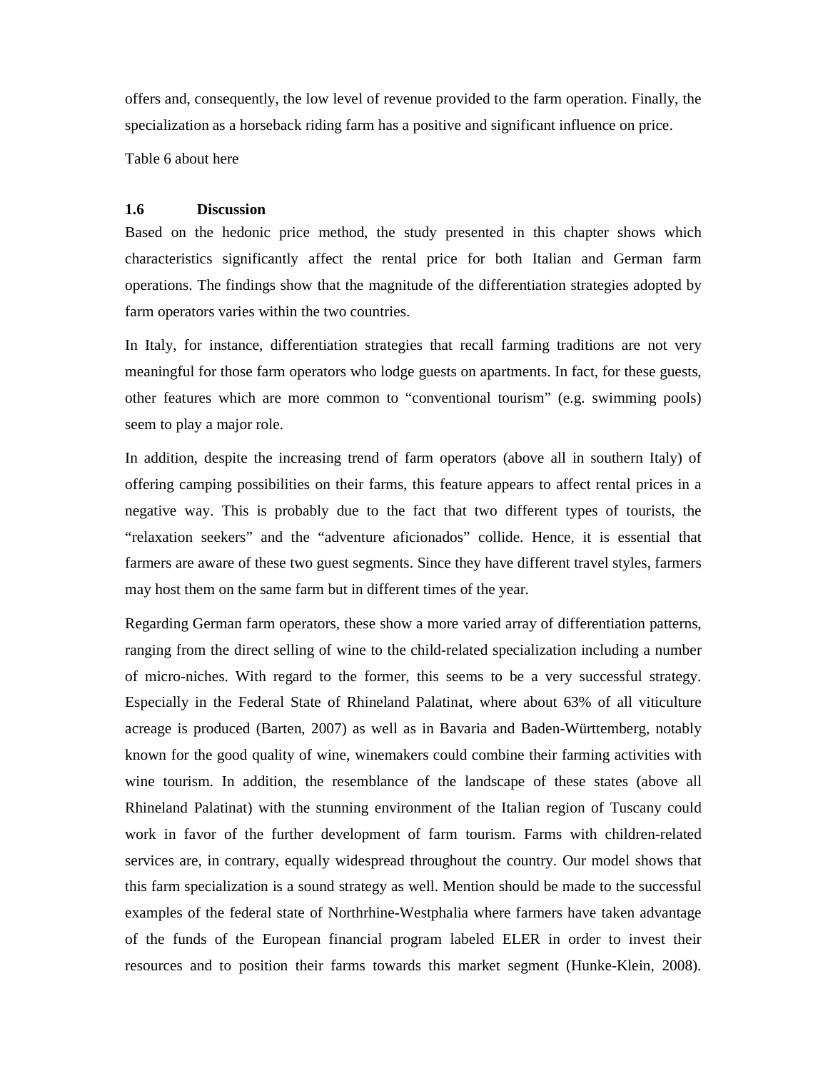offers and, consequently, the low level of revenue provided to the farm operation. Finally, the specialization as a horseback riding farm has a positive and significant influence on price.

Table 6 about here

## 1.6 Discussion

Based on the hedonic price method, the study presented in this chapter shows which characteristics significantly affect the rental price for both Italian and German farm operations. The findings show that the magnitude of the differentiation strategies adopted by farm operators varies within the two countries.

In Italy, for instance, differentiation strategies that recall farming traditions are not very meaningful for those farm operators who lodge guests on apartments. In fact, for these guests, other features which are more common to "conventional tourism" (e.g. swimming pools) seem to play a major role.

In addition, despite the increasing trend of farm operators (above all in southern Italy) of offering camping possibilities on their farms, this feature appears to affect rental prices in a negative way. This is probably due to the fact that two different types of tourists, the "relaxation seekers" and the "adventure aficionados" collide. Hence, it is essential that farmers are aware of these two guest segments. Since they have different travel styles, farmers may host them on the same farm but in different times of the year.

Regarding German farm operators, these show a more varied array of differentiation patterns, ranging from the direct selling of wine to the child-related specialization including a number of micro-niches. With regard to the former, this seems to be a very successful strategy. Especially in the Federal State of Rhineland Palatinat, where about 63% of all viticulture acreage is produced (Barten, 2007) as well as in Bavaria and Baden-Württemberg, notably known for the good quality of wine, winemakers could combine their farming activities with wine tourism. In addition, the resemblance of the landscape of these states (above all Rhineland Palatinat) with the stunning environment of the Italian region of Tuscany could work in favor of the further development of farm tourism. Farms with children-related services are, in contrary, equally widespread throughout the country. Our model shows that this farm specialization is a sound strategy as well. Mention should be made to the successful examples of the federal state of Northrhine-Westphalia where farmers have taken advantage of the funds of the European financial program labeled ELER in order to invest their resources and to position their farms towards this market segment (Hunke-Klein, 2008).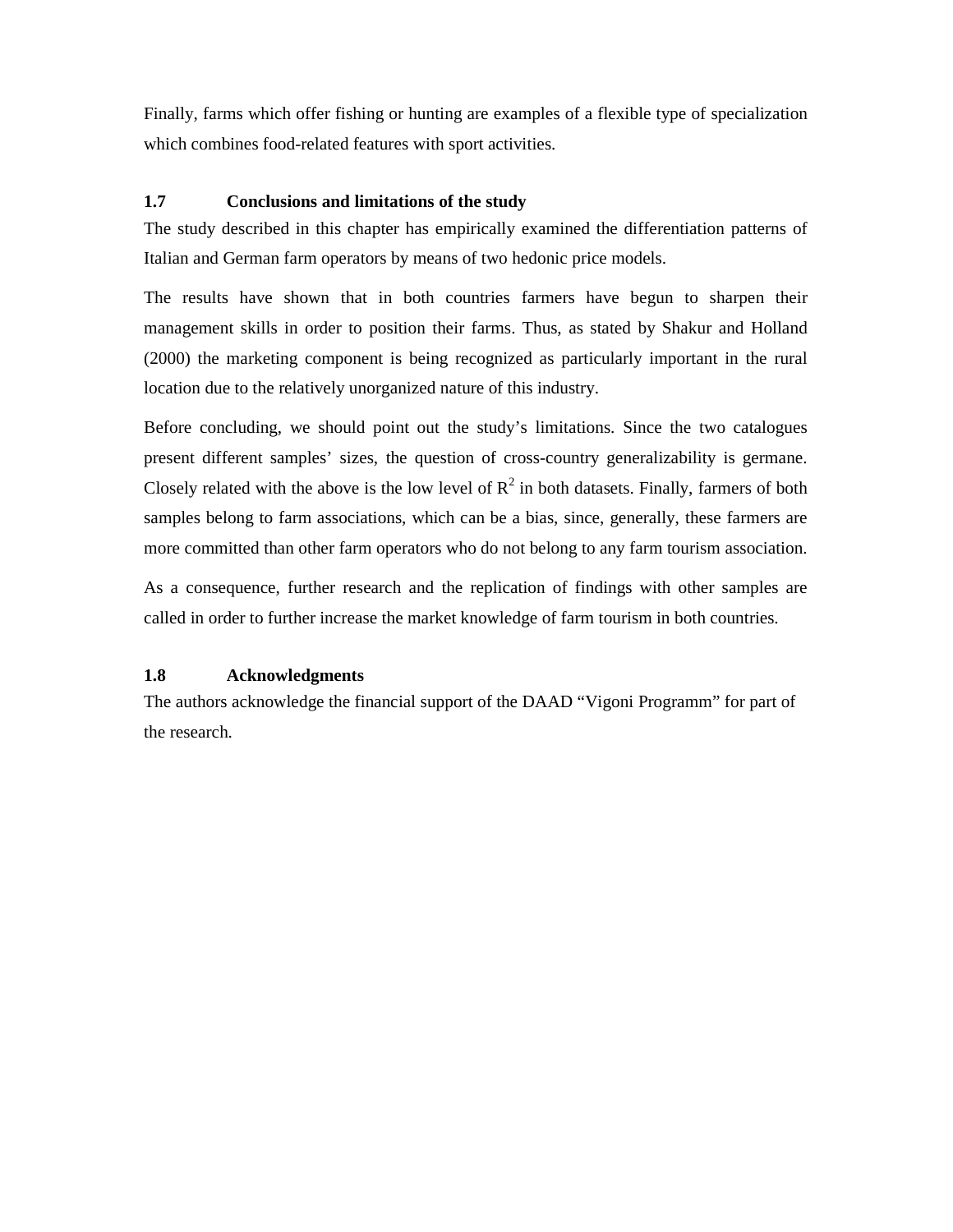Finally, farms which offer fishing or hunting are examples of a flexible type of specialization which combines food-related features with sport activities.

## 1.7 Conclusions and limitations of the study

The study described in this chapter has empirically examined the differentiation patterns of Italian and German farm operators by means of two hedonic price models.

The results have shown that in both countries farmers have begun to sharpen their management skills in order to position their farms. Thus, as stated by Shakur and Holland (2000) the marketing component is being recognized as particularly important in the rural location due to the relatively unorganized nature of this industry.

Before concluding, we should point out the study's limitations. Since the two catalogues present different samples' sizes, the question of cross-country generalizability is germane. Closely related with the above is the low level of $R^2$ in both datasets. Finally, farmers of both samples belong to farm associations, which can be a bias, since, generally, these farmers are more committed than other farm operators who do not belong to any farm tourism association.

As a consequence, further research and the replication of findings with other samples are called in order to further increase the market knowledge of farm tourism in both countries.

## 1.8 Acknowledgments

The authors acknowledge the financial support of the DAAD "Vigoni Programm" for part of the research.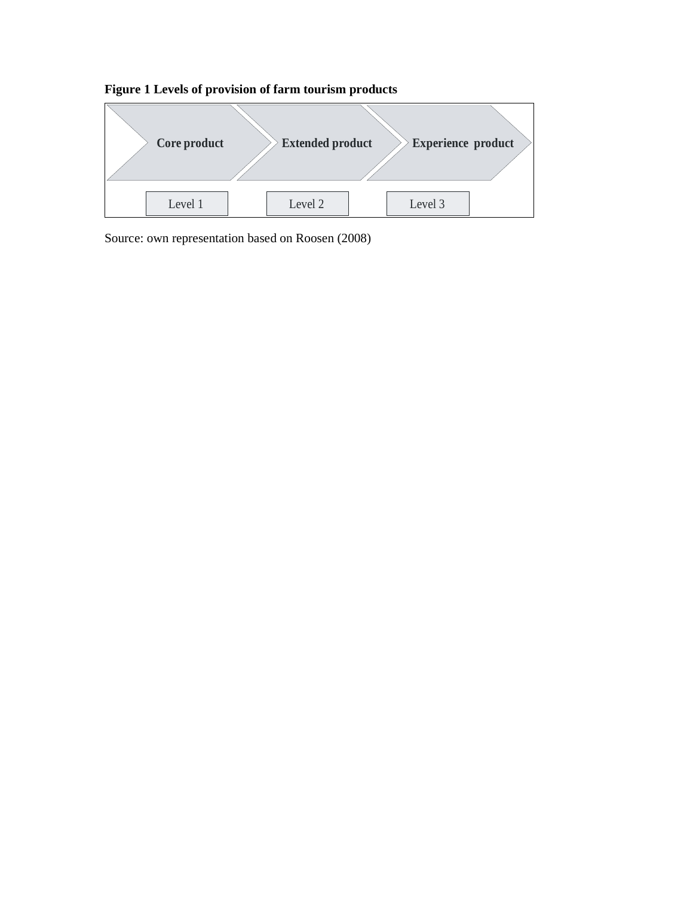**Figure 1 Levels of provision of farm tourism products**

| Core product | Extended product | Experience product |
| --- | --- | --- |
| Level 1 | Level 2 | Level 3 |

Source: own representation based on Roosen (2008)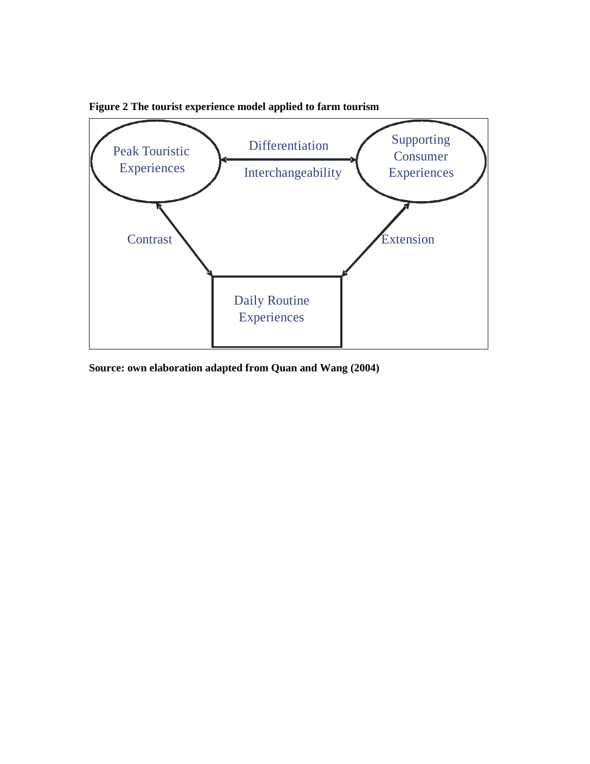**Figure 2 The tourist experience model applied to farm tourism**

Peak Touristic Experiences

Differentiation

Interchangeability

Supporting Consumer Experiences

Contrast

Extension

Daily Routine Experiences

**Source: own elaboration adapted from Quan and Wang (2004)**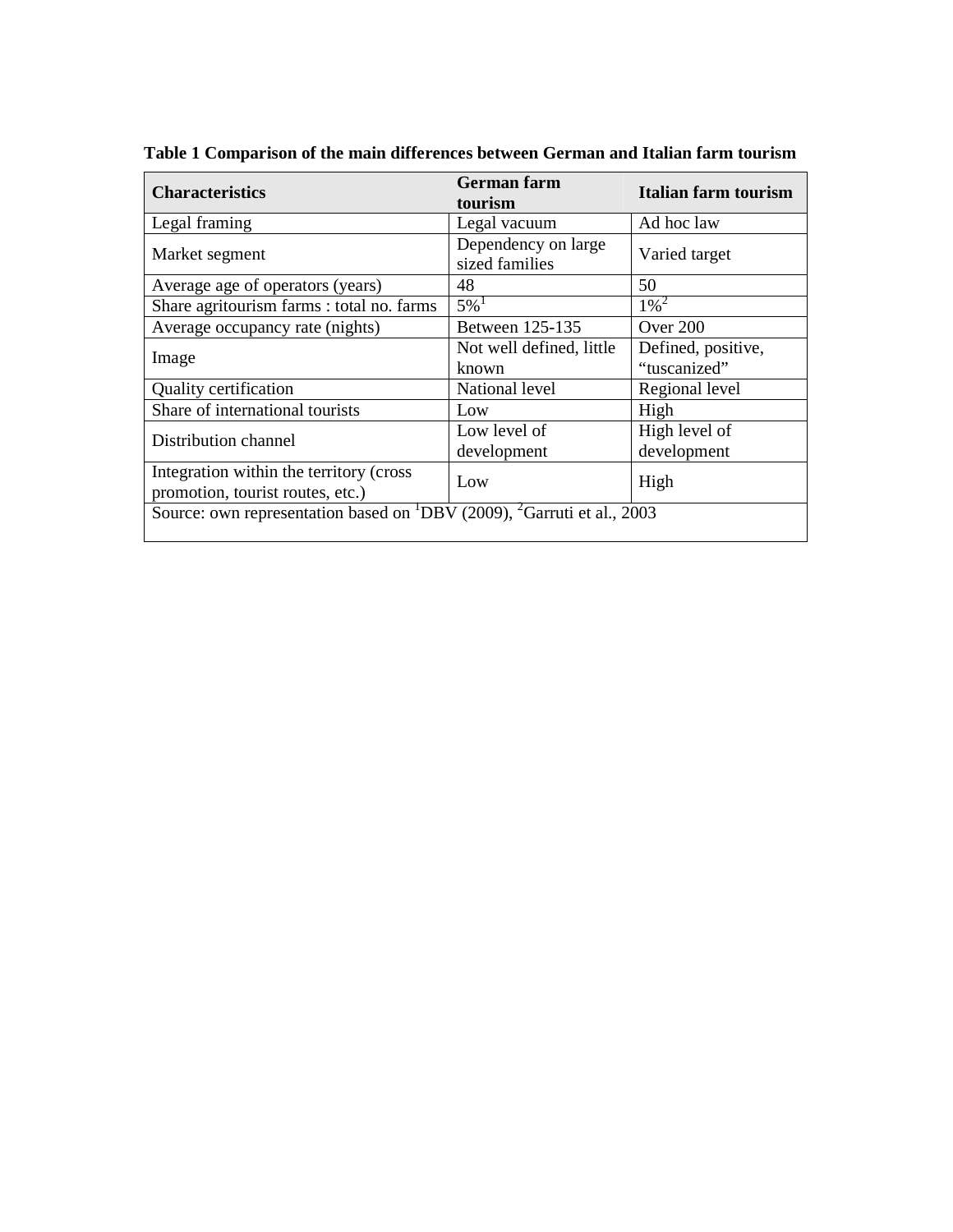**Table 1 Comparison of the main differences between German and Italian farm tourism**

| Characteristics | German farm tourism | Italian farm tourism |
|---|---|---|
| Legal framing | Legal vacuum | Ad hoc law |
| Market segment | Dependency on large sized families | Varied target |
| Average age of operators (years) | 48 | 50 |
| Share agritourism farms : total no. farms | 5%[1] | 1%[2] |
| Average occupancy rate (nights) | Between 125-135 | Over 200 |
| Image | Not well defined, little known | Defined, positive, "tuscanized" |
| Quality certification | National level | Regional level |
| Share of international tourists | Low | High |
| Distribution channel | Low level of development | High level of development |
| Integration within the territory (cross promotion, tourist routes, etc.) | Low | High |

Source: own representation based on [1]DBV (2009), [2]Garruti et al., 2003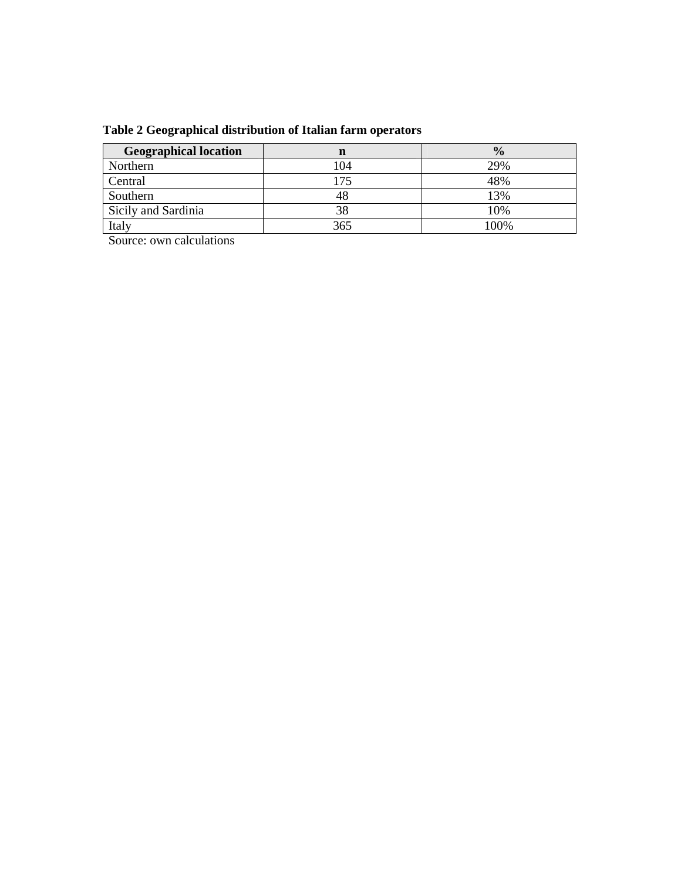**Table 2 Geographical distribution of Italian farm operators**

| Geographical location | n | % |
|---|---|---|
| Northern | 104 | 29% |
| Central | 175 | 48% |
| Southern | 48 | 13% |
| Sicily and Sardinia | 38 | 10% |
| Italy | 365 | 100% |

Source: own calculations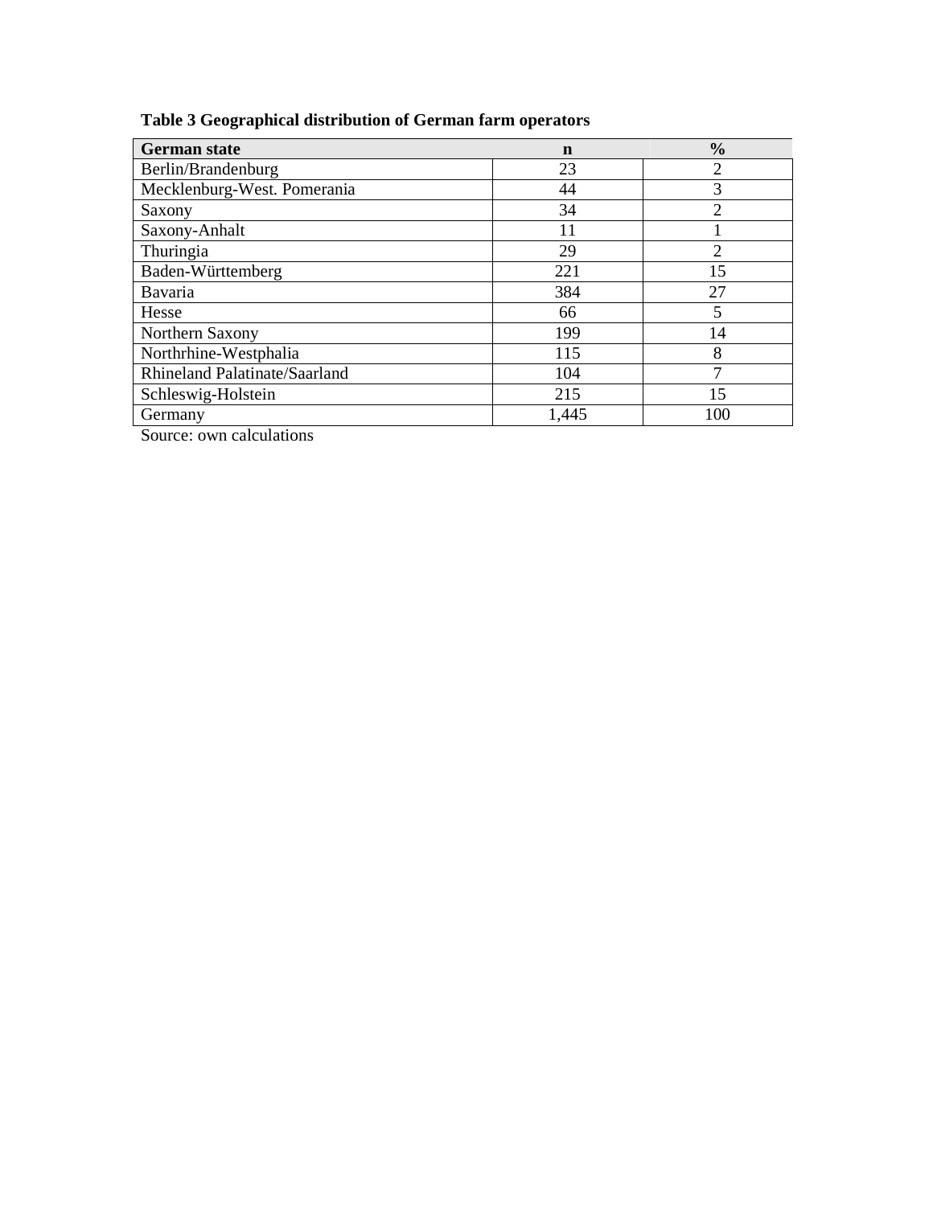**Table 3 Geographical distribution of German farm operators**

| German state | n | % |
|---|---|---|
| Berlin/Brandenburg | 23 | 2 |
| Mecklenburg-West. Pomerania | 44 | 3 |
| Saxony | 34 | 2 |
| Saxony-Anhalt | 11 | 1 |
| Thuringia | 29 | 2 |
| Baden-Württemberg | 221 | 15 |
| Bavaria | 384 | 27 |
| Hesse | 66 | 5 |
| Northern Saxony | 199 | 14 |
| Northrhine-Westphalia | 115 | 8 |
| Rhineland Palatinate/Saarland | 104 | 7 |
| Schleswig-Holstein | 215 | 15 |
| Germany | 1,445 | 100 |

Source: own calculations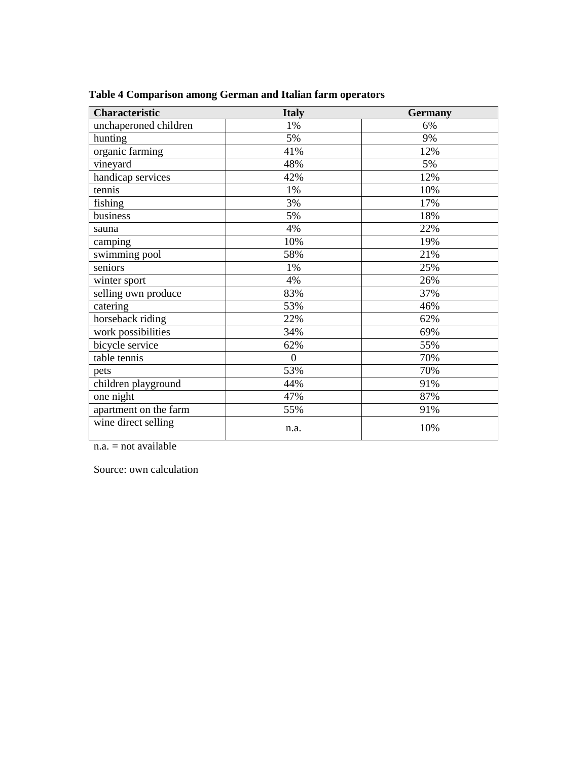**Table 4 Comparison among German and Italian farm operators**

| Characteristic | Italy | Germany |
|---|---|---|
| unchaperoned children | 1% | 6% |
| hunting | 5% | 9% |
| organic farming | 41% | 12% |
| vineyard | 48% | 5% |
| handicap services | 42% | 12% |
| tennis | 1% | 10% |
| fishing | 3% | 17% |
| business | 5% | 18% |
| sauna | 4% | 22% |
| camping | 10% | 19% |
| swimming pool | 58% | 21% |
| seniors | 1% | 25% |
| winter sport | 4% | 26% |
| selling own produce | 83% | 37% |
| catering | 53% | 46% |
| horseback riding | 22% | 62% |
| work possibilities | 34% | 69% |
| bicycle service | 62% | 55% |
| table tennis | 0 | 70% |
| pets | 53% | 70% |
| children playground | 44% | 91% |
| one night | 47% | 87% |
| apartment on the farm | 55% | 91% |
| wine direct selling | n.a. | 10% |

n.a. = not available

Source: own calculation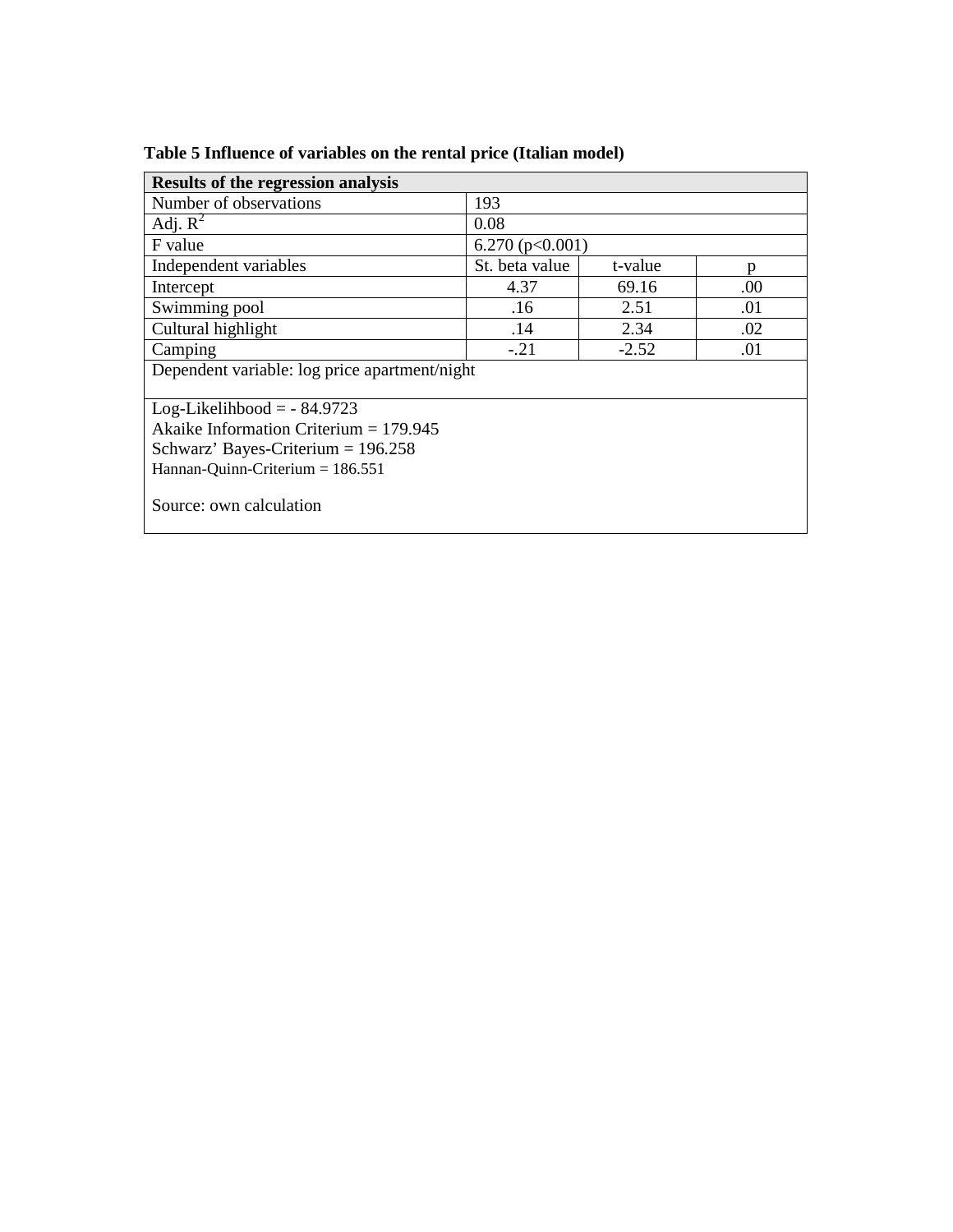**Table 5 Influence of variables on the rental price (Italian model)**

| **Results of the regression analysis** | | | |
|---|---|---|---|
| Number of observations | 193 | | |
| Adj. $R^2$ | 0.08 | | |
| F value | 6.270 ($p<0.001$) | | |
| Independent variables | St. beta value | t-value | p |
| Intercept | 4.37 | 69.16 | .00 |
| Swimming pool | .16 | 2.51 | .01 |
| Cultural highlight | .14 | 2.34 | .02 |
| Camping | -.21 | -2.52 | .01 |
| Dependent variable: log price apartment/night | | | |
| Log-Likelihbood = - 84.9723<br>Akaike Information Criterium = 179.945<br>Schwarz' Bayes-Criterium = 196.258<br>Hannan-Quinn-Criterium = 186.551<br><br>Source: own calculation | | | |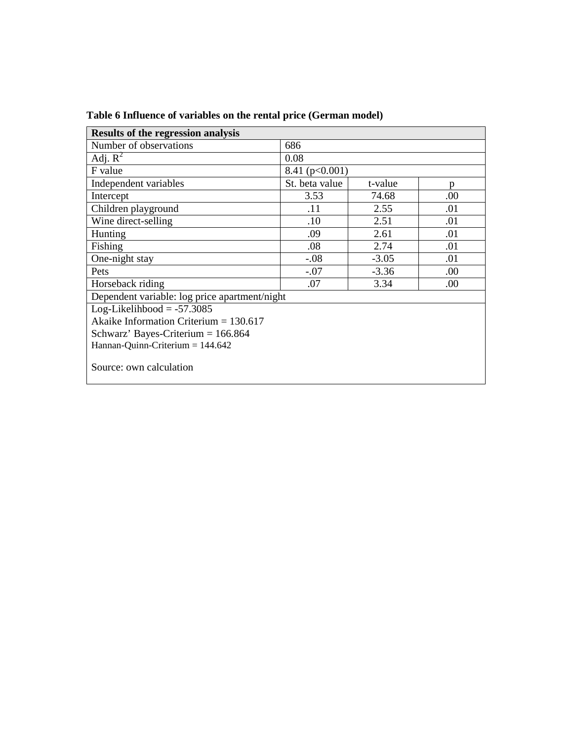**Table 6 Influence of variables on the rental price (German model)**

| **Results of the regression analysis** | | | |
|---|---|---|---|
| Number of observations | 686 | | |
| Adj. $R^2$ | 0.08 | | |
| F value | 8.41 ($p<0.001$) | | |
| Independent variables | St. beta value | t-value | p |
| Intercept | 3.53 | 74.68 | .00 |
| Children playground | .11 | 2.55 | .01 |
| Wine direct-selling | .10 | 2.51 | .01 |
| Hunting | .09 | 2.61 | .01 |
| Fishing | .08 | 2.74 | .01 |
| One-night stay | -.08 | -3.05 | .01 |
| Pets | -.07 | -3.36 | .00 |
| Horseback riding | .07 | 3.34 | .00 |
| Dependent variable: log price apartment/night | | | |

Log-Likelihbood = -57.3085
Akaike Information Criterium = 130.617
Schwarz' Bayes-Criterium = 166.864
Hannan-Quinn-Criterium = 144.642

Source: own calculation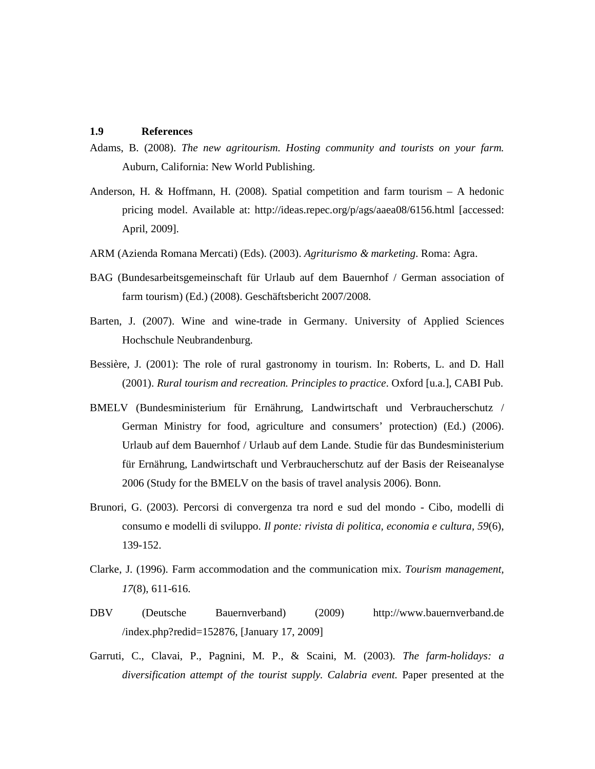## 1.9 References

Adams, B. (2008). *The new agritourism. Hosting community and tourists on your farm.* Auburn, California: New World Publishing.

Anderson, H. & Hoffmann, H. (2008). Spatial competition and farm tourism – A hedonic pricing model. Available at: http://ideas.repec.org/p/ags/aaea08/6156.html [accessed: April, 2009].

ARM (Azienda Romana Mercati) (Eds). (2003). *Agriturismo & marketing*. Roma: Agra.

BAG (Bundesarbeitsgemeinschaft für Urlaub auf dem Bauernhof / German association of farm tourism) (Ed.) (2008). Geschäftsbericht 2007/2008.

Barten, J. (2007). Wine and wine-trade in Germany. University of Applied Sciences Hochschule Neubrandenburg.

Bessière, J. (2001): The role of rural gastronomy in tourism. In: Roberts, L. and D. Hall (2001). *Rural tourism and recreation. Principles to practice*. Oxford [u.a.], CABI Pub.

BMELV (Bundesministerium für Ernährung, Landwirtschaft und Verbraucherschutz / German Ministry for food, agriculture and consumers' protection) (Ed.) (2006). Urlaub auf dem Bauernhof / Urlaub auf dem Lande. Studie für das Bundesministerium für Ernährung, Landwirtschaft und Verbraucherschutz auf der Basis der Reiseanalyse 2006 (Study for the BMELV on the basis of travel analysis 2006). Bonn.

Brunori, G. (2003). Percorsi di convergenza tra nord e sud del mondo - Cibo, modelli di consumo e modelli di sviluppo. *Il ponte: rivista di politica, economia e cultura, 59*(6), 139-152.

Clarke, J. (1996). Farm accommodation and the communication mix. *Tourism management, 17*(8), 611-616.

DBV (Deutsche Bauernverband) (2009) http://www.bauernverband.de /index.php?redid=152876, [January 17, 2009]

Garruti, C., Clavai, P., Pagnini, M. P., & Scaini, M. (2003). *The farm-holidays: a diversification attempt of the tourist supply. Calabria event.* Paper presented at the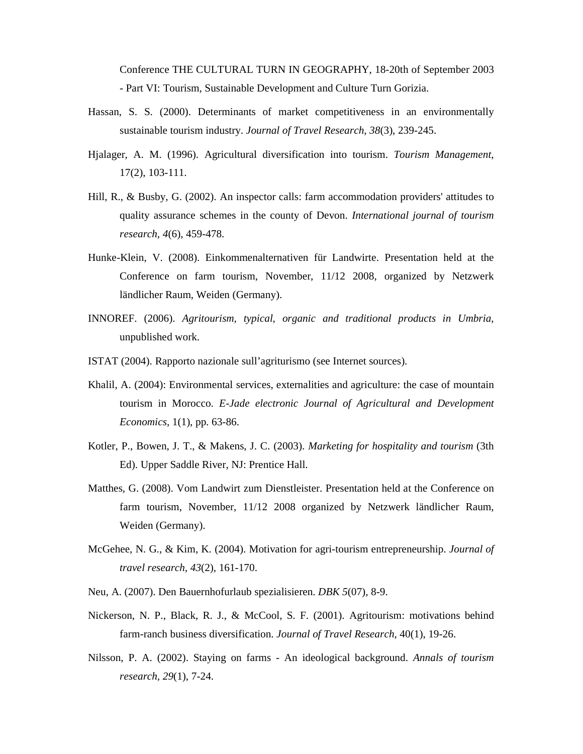Conference THE CULTURAL TURN IN GEOGRAPHY, 18-20th of September 2003 - Part VI: Tourism, Sustainable Development and Culture Turn Gorizia.

Hassan, S. S. (2000). Determinants of market competitiveness in an environmentally sustainable tourism industry. *Journal of Travel Research, 38*(3), 239-245.

Hjalager, A. M. (1996). Agricultural diversification into tourism. *Tourism Management,* 17(2), 103-111.

Hill, R., & Busby, G. (2002). An inspector calls: farm accommodation providers' attitudes to quality assurance schemes in the county of Devon. *International journal of tourism research, 4*(6), 459-478.

Hunke-Klein, V. (2008). Einkommenalternativen für Landwirte. Presentation held at the Conference on farm tourism, November, 11/12 2008, organized by Netzwerk ländlicher Raum, Weiden (Germany).

INNOREF. (2006). *Agritourism, typical, organic and traditional products in Umbria,* unpublished work.

ISTAT (2004). Rapporto nazionale sull'agriturismo (see Internet sources).

Khalil, A. (2004): Environmental services, externalities and agriculture: the case of mountain tourism in Morocco. *E-Jade electronic Journal of Agricultural and Development Economics*, 1(1), pp. 63-86.

Kotler, P., Bowen, J. T., & Makens, J. C. (2003). *Marketing for hospitality and tourism* (3th Ed). Upper Saddle River, NJ: Prentice Hall.

Matthes, G. (2008). Vom Landwirt zum Dienstleister. Presentation held at the Conference on farm tourism, November, 11/12 2008 organized by Netzwerk ländlicher Raum, Weiden (Germany).

McGehee, N. G., & Kim, K. (2004). Motivation for agri-tourism entrepreneurship. *Journal of travel research, 43*(2), 161-170.

Neu, A. (2007). Den Bauernhofurlaub spezialisieren. *DBK 5*(07), 8-9.

Nickerson, N. P., Black, R. J., & McCool, S. F. (2001). Agritourism: motivations behind farm-ranch business diversification. *Journal of Travel Research*, 40(1), 19-26.

Nilsson, P. A. (2002). Staying on farms - An ideological background. *Annals of tourism research, 29*(1), 7-24.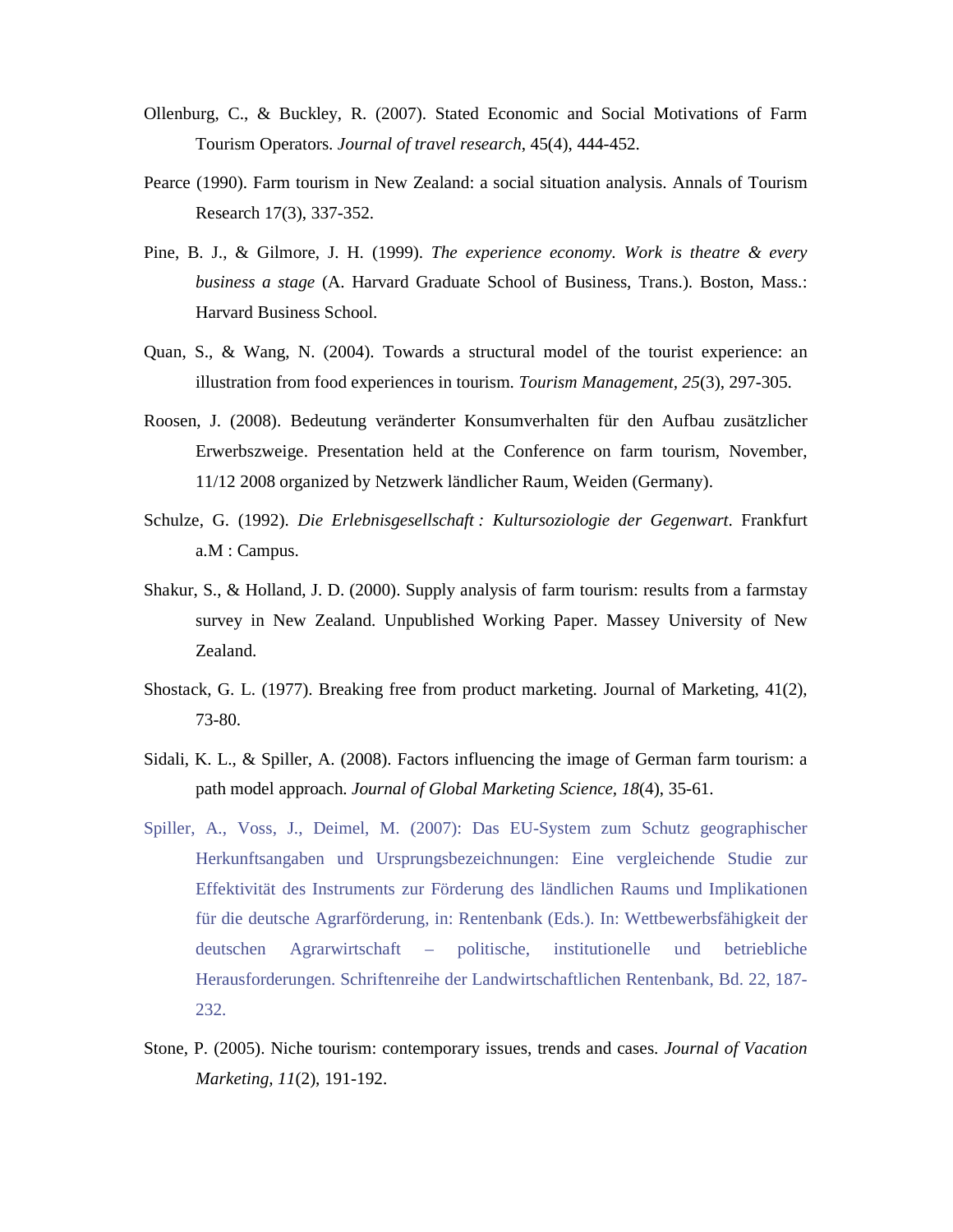Ollenburg, C., & Buckley, R. (2007). Stated Economic and Social Motivations of Farm Tourism Operators. *Journal of travel research*, 45(4), 444-452.

Pearce (1990). Farm tourism in New Zealand: a social situation analysis. Annals of Tourism Research 17(3), 337-352.

Pine, B. J., & Gilmore, J. H. (1999). *The experience economy. Work is theatre & every business a stage* (A. Harvard Graduate School of Business, Trans.). Boston, Mass.: Harvard Business School.

Quan, S., & Wang, N. (2004). Towards a structural model of the tourist experience: an illustration from food experiences in tourism. *Tourism Management, 25*(3), 297-305.

Roosen, J. (2008). Bedeutung veränderter Konsumverhalten für den Aufbau zusätzlicher Erwerbszweige. Presentation held at the Conference on farm tourism, November, 11/12 2008 organized by Netzwerk ländlicher Raum, Weiden (Germany).

Schulze, G. (1992). *Die Erlebnisgesellschaft : Kultursoziologie der Gegenwart*. Frankfurt a.M : Campus.

Shakur, S., & Holland, J. D. (2000). Supply analysis of farm tourism: results from a farmstay survey in New Zealand. Unpublished Working Paper. Massey University of New Zealand.

Shostack, G. L. (1977). Breaking free from product marketing. Journal of Marketing, 41(2), 73-80.

Sidali, K. L., & Spiller, A. (2008). Factors influencing the image of German farm tourism: a path model approach. *Journal of Global Marketing Science, 18*(4), 35-61.

Spiller, A., Voss, J., Deimel, M. (2007): Das EU-System zum Schutz geographischer Herkunftsangaben und Ursprungsbezeichnungen: Eine vergleichende Studie zur Effektivität des Instruments zur Förderung des ländlichen Raums und Implikationen für die deutsche Agrarförderung, in: Rentenbank (Eds.). In: Wettbewerbsfähigkeit der deutschen Agrarwirtschaft – politische, institutionelle und betriebliche Herausforderungen. Schriftenreihe der Landwirtschaftlichen Rentenbank, Bd. 22, 187-232.

Stone, P. (2005). Niche tourism: contemporary issues, trends and cases. *Journal of Vacation Marketing, 11*(2), 191-192.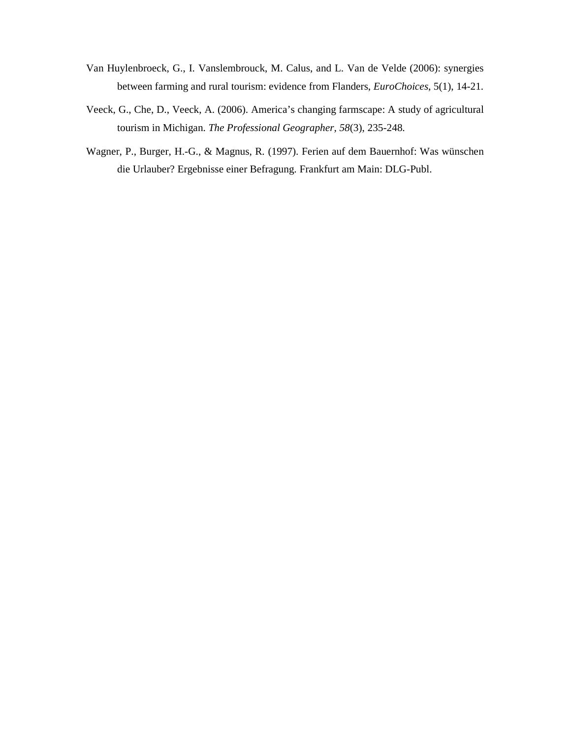Van Huylenbroeck, G., I. Vanslembrouck, M. Calus, and L. Van de Velde (2006): synergies between farming and rural tourism: evidence from Flanders, *EuroChoices*, 5(1), 14-21.

Veeck, G., Che, D., Veeck, A. (2006). America's changing farmscape: A study of agricultural tourism in Michigan. *The Professional Geographer, 58*(3), 235-248.

Wagner, P., Burger, H.-G., & Magnus, R. (1997). Ferien auf dem Bauernhof: Was wünschen die Urlauber? Ergebnisse einer Befragung. Frankfurt am Main: DLG-Publ.